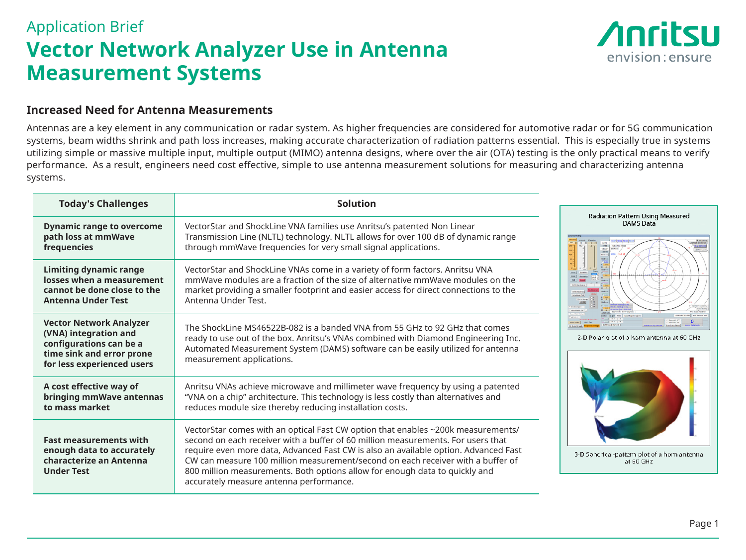Application Brief

# Vector Network Analyzer Use in Antenna Measurement Systems

## Increased Need for Antenna Measurements

Antennas are a key element in any communication or radar system. As higher frequencies are considered for automotive radar or for 5G communication systems, beam widths shrink and path loss increases, making accurate characterization of radiation patterns essential. This is especially true in systems utilizing simple or massive multiple input, multiple output (MIMO) antenna designs, where over the air (OTA) testing is the only practical means to verify performance. As a result, engineers need cost effective, simple to use antenna measurement solutions for measuring and characterizing antenna systems.

| Today's Challenges | Solution |
|---|---|
| **Dynamic range to overcome path loss at mmWave frequencies** | VectorStar and ShockLine VNA families use Anritsu's patented Non Linear Transmission Line (NLTL) technology. NLTL allows for over 100 dB of dynamic range through mmWave frequencies for very small signal applications. |
| **Limiting dynamic range losses when a measurement cannot be done close to the Antenna Under Test** | VectorStar and ShockLine VNAs come in a variety of form factors. Anritsu VNA mmWave modules are a fraction of the size of alternative mmWave modules on the market providing a smaller footprint and easier access for direct connections to the Antenna Under Test. |
| **Vector Network Analyzer (VNA) integration and configurations can be a time sink and error prone for less experienced users** | The ShockLine MS46522B-082 is a banded VNA from 55 GHz to 92 GHz that comes ready to use out of the box. Anritsu's VNAs combined with Diamond Engineering Inc. Automated Measurement System (DAMS) software can be easily utilized for antenna measurement applications. |
| **A cost effective way of bringing mmWave antennas to mass market** | Anritsu VNAs achieve microwave and millimeter wave frequency by using a patented "VNA on a chip" architecture. This technology is less costly than alternatives and reduces module size thereby reducing installation costs. |
| **Fast measurements with enough data to accurately characterize an Antenna Under Test** | VectorStar comes with an optical Fast CW option that enables ~200k measurements/second on each receiver with a buffer of 60 million measurements. For users that require even more data, Advanced Fast CW is also an available option. Advanced Fast CW can measure 100 million measurement/second on each receiver with a buffer of 800 million measurements. Both options allow for enough data to quickly and accurately measure antenna performance. |

Radiation Pattern Using Measured DAMS Data

2-D Polar plot of a horn antenna at 60 GHz

3-D Spherical-pattern plot of a horn antenna at 60 GHz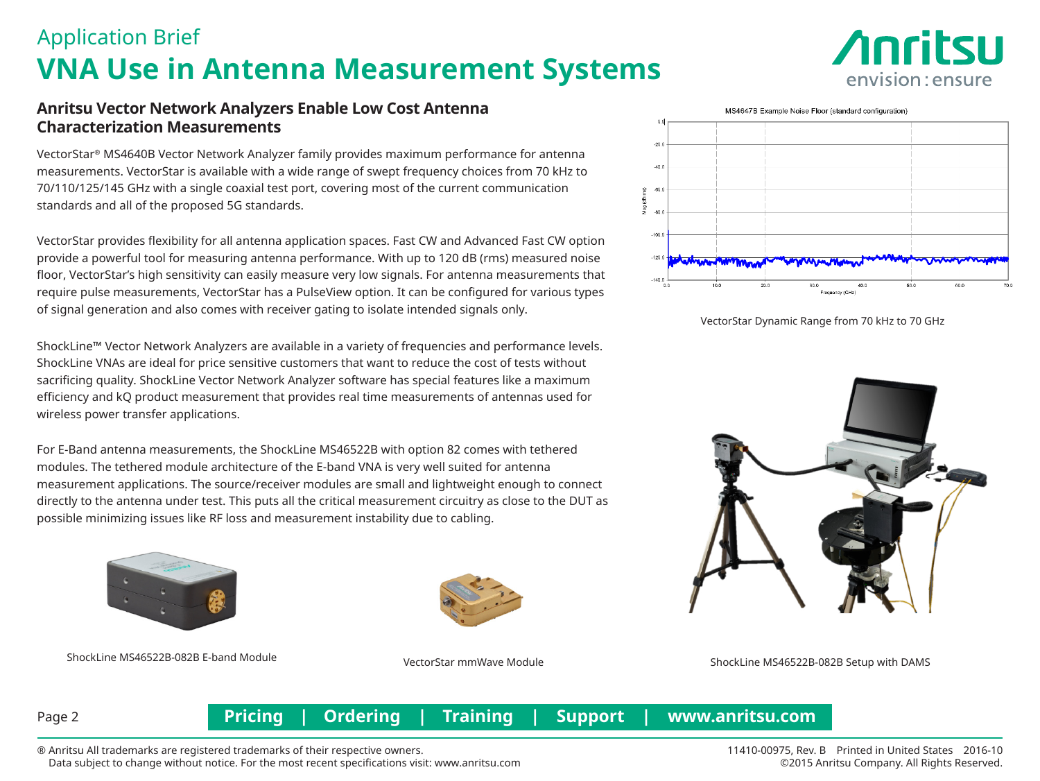# Application Brief
# VNA Use in Antenna Measurement Systems

## Anritsu Vector Network Analyzers Enable Low Cost Antenna Characterization Measurements

VectorStar® MS4640B Vector Network Analyzer family provides maximum performance for antenna measurements. VectorStar is available with a wide range of swept frequency choices from 70 kHz to 70/110/125/145 GHz with a single coaxial test port, covering most of the current communication standards and all of the proposed 5G standards.

VectorStar provides flexibility for all antenna application spaces. Fast CW and Advanced Fast CW option provide a powerful tool for measuring antenna performance. With up to 120 dB (rms) measured noise floor, VectorStar's high sensitivity can easily measure very low signals. For antenna measurements that require pulse measurements, VectorStar has a PulseView option. It can be configured for various types of signal generation and also comes with receiver gating to isolate intended signals only.

ShockLine™ Vector Network Analyzers are available in a variety of frequencies and performance levels. ShockLine VNAs are ideal for price sensitive customers that want to reduce the cost of tests without sacrificing quality. ShockLine Vector Network Analyzer software has special features like a maximum efficiency and kQ product measurement that provides real time measurements of antennas used for wireless power transfer applications.

For E-Band antenna measurements, the ShockLine MS46522B with option 82 comes with tethered modules. The tethered module architecture of the E-band VNA is very well suited for antenna measurement applications. The source/receiver modules are small and lightweight enough to connect directly to the antenna under test. This puts all the critical measurement circuitry as close to the DUT as possible minimizing issues like RF loss and measurement instability due to cabling.

MS4647B Example Noise Floor (standard configuration)

Mag (dBrms)

0.0
-20.0
-40.0
-60.0
-80.0
-100.0
-120.0
-140.0

0.0 10.0 20.0 30.0 40.0 50.0 60.0 70.0

Frequency (GHz)

VectorStar Dynamic Range from 70 kHz to 70 GHz

ShockLine MS46522B-082B E-band Module

VectorStar mmWave Module

ShockLine MS46522B-082B Setup with DAMS

**Pricing | Ordering | Training | Support | www.anritsu.com**

® Anritsu All trademarks are registered trademarks of their respective owners.
Data subject to change without notice. For the most recent specifications visit: www.anritsu.com

11410-00975, Rev. B Printed in United States 2016-10
©2015 Anritsu Company. All Rights Reserved.